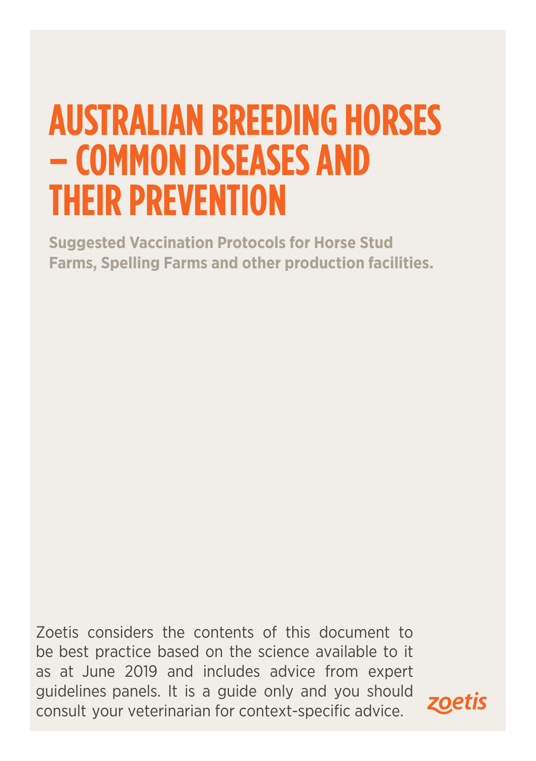# AUSTRALIAN BREEDING HORSES – COMMON DISEASES AND THEIR PREVENTION

**Suggested Vaccination Protocols for Horse Stud Farms, Spelling Farms and other production facilities.**

Zoetis considers the contents of this document to be best practice based on the science available to it as at June 2019 and includes advice from expert guidelines panels. It is a guide only and you should consult your veterinarian for context-specific advice.

zoetis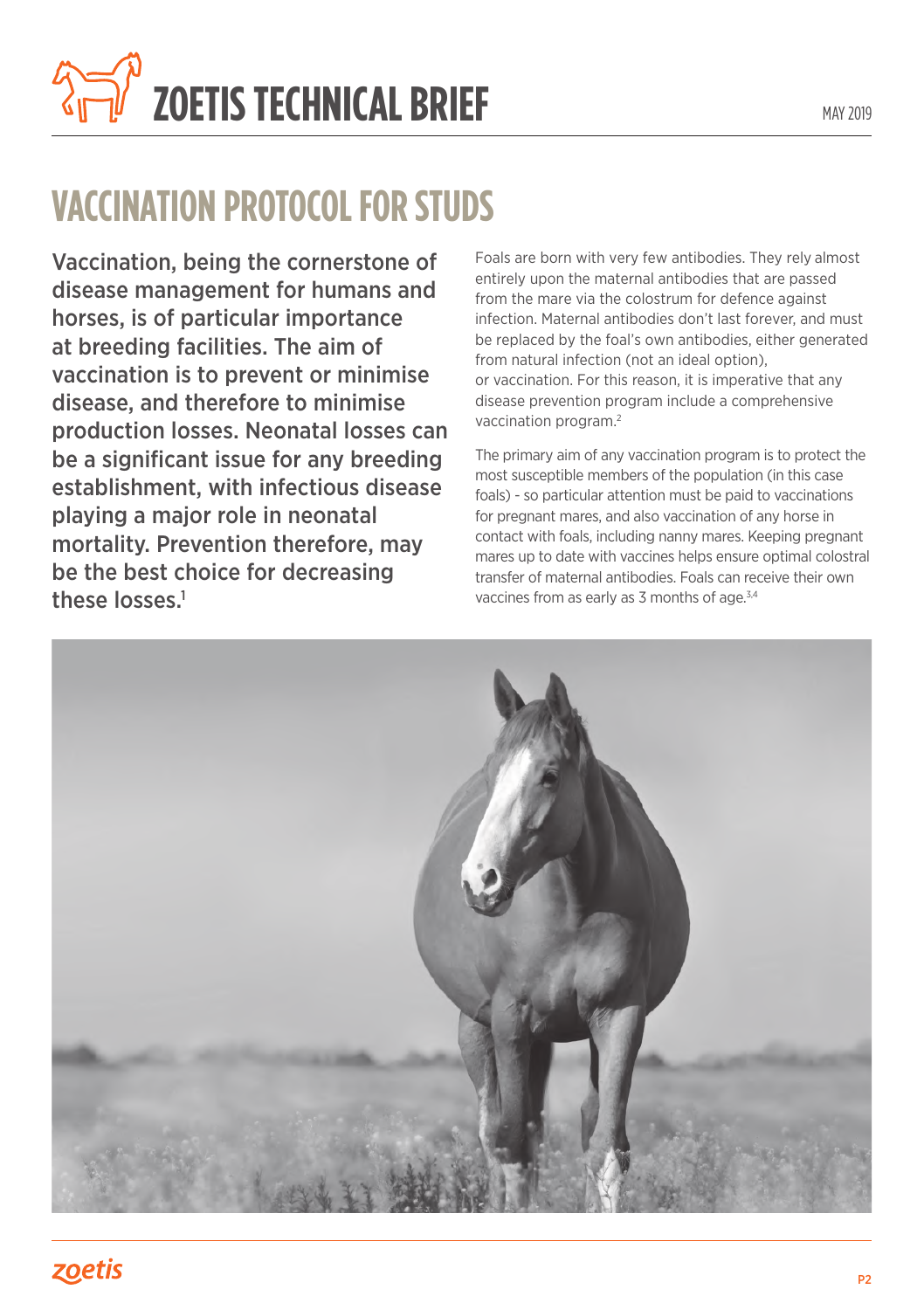# VACCINATION PROTOCOL FOR STUDS

**Vaccination, being the cornerstone of disease management for humans and horses, is of particular importance at breeding facilities. The aim of vaccination is to prevent or minimise disease, and therefore to minimise production losses. Neonatal losses can be a significant issue for any breeding establishment, with infectious disease playing a major role in neonatal mortality. Prevention therefore, may be the best choice for decreasing these losses.[1]**

Foals are born with very few antibodies. They rely almost entirely upon the maternal antibodies that are passed from the mare via the colostrum for defence against infection. Maternal antibodies don't last forever, and must be replaced by the foal's own antibodies, either generated from natural infection (not an ideal option), or vaccination. For this reason, it is imperative that any disease prevention program include a comprehensive vaccination program.[2]

The primary aim of any vaccination program is to protect the most susceptible members of the population (in this case foals) - so particular attention must be paid to vaccinations for pregnant mares, and also vaccination of any horse in contact with foals, including nanny mares. Keeping pregnant mares up to date with vaccines helps ensure optimal colostral transfer of maternal antibodies. Foals can receive their own vaccines from as early as 3 months of age.[3,4]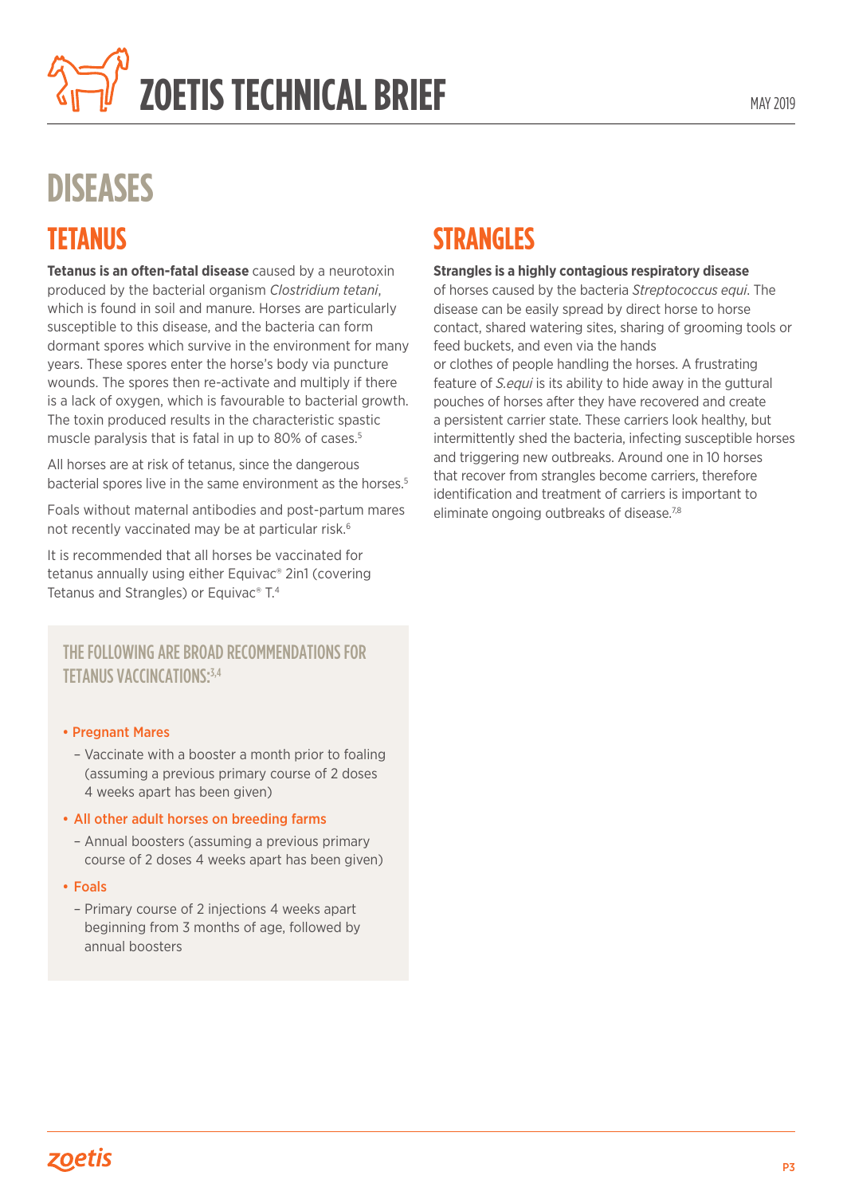# ZOETIS TECHNICAL BRIEF

# DISEASES

## TETANUS

**Tetanus is an often-fatal disease** caused by a neurotoxin produced by the bacterial organism *Clostridium tetani*, which is found in soil and manure. Horses are particularly susceptible to this disease, and the bacteria can form dormant spores which survive in the environment for many years. These spores enter the horse's body via puncture wounds. The spores then re-activate and multiply if there is a lack of oxygen, which is favourable to bacterial growth. The toxin produced results in the characteristic spastic muscle paralysis that is fatal in up to 80% of cases.[5]

All horses are at risk of tetanus, since the dangerous bacterial spores live in the same environment as the horses.[5]

Foals without maternal antibodies and post-partum mares not recently vaccinated may be at particular risk.[6]

It is recommended that all horses be vaccinated for tetanus annually using either Equivac® 2in1 (covering Tetanus and Strangles) or Equivac® T.[4]

### THE FOLLOWING ARE BROAD RECOMMENDATIONS FOR TETANUS VACCINCATIONS:[3,4]

- **Pregnant Mares**
  - Vaccinate with a booster a month prior to foaling (assuming a previous primary course of 2 doses 4 weeks apart has been given)
- **All other adult horses on breeding farms**
  - Annual boosters (assuming a previous primary course of 2 doses 4 weeks apart has been given)
- **Foals**
  - Primary course of 2 injections 4 weeks apart beginning from 3 months of age, followed by annual boosters

## STRANGLES

**Strangles is a highly contagious respiratory disease** of horses caused by the bacteria *Streptococcus equi*. The disease can be easily spread by direct horse to horse contact, shared watering sites, sharing of grooming tools or feed buckets, and even via the hands or clothes of people handling the horses. A frustrating feature of *S.equi* is its ability to hide away in the guttural pouches of horses after they have recovered and create a persistent carrier state. These carriers look healthy, but intermittently shed the bacteria, infecting susceptible horses and triggering new outbreaks. Around one in 10 horses that recover from strangles become carriers, therefore identification and treatment of carriers is important to eliminate ongoing outbreaks of disease.[7,8]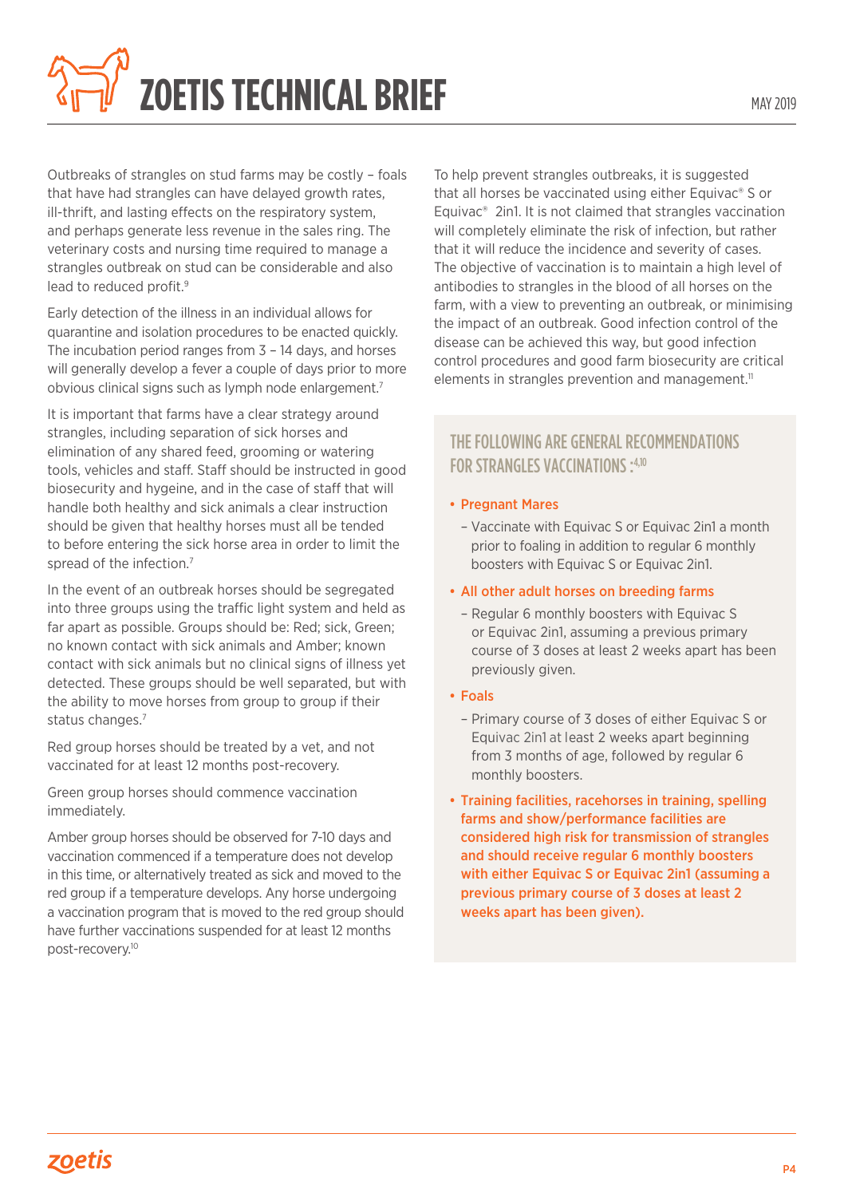Outbreaks of strangles on stud farms may be costly – foals that have had strangles can have delayed growth rates, ill-thrift, and lasting effects on the respiratory system, and perhaps generate less revenue in the sales ring. The veterinary costs and nursing time required to manage a strangles outbreak on stud can be considerable and also lead to reduced profit.[9]

Early detection of the illness in an individual allows for quarantine and isolation procedures to be enacted quickly. The incubation period ranges from 3 – 14 days, and horses will generally develop a fever a couple of days prior to more obvious clinical signs such as lymph node enlargement.[7]

It is important that farms have a clear strategy around strangles, including separation of sick horses and elimination of any shared feed, grooming or watering tools, vehicles and staff. Staff should be instructed in good biosecurity and hygeine, and in the case of staff that will handle both healthy and sick animals a clear instruction should be given that healthy horses must all be tended to before entering the sick horse area in order to limit the spread of the infection.[7]

In the event of an outbreak horses should be segregated into three groups using the traffic light system and held as far apart as possible. Groups should be: Red; sick, Green; no known contact with sick animals and Amber; known contact with sick animals but no clinical signs of illness yet detected. These groups should be well separated, but with the ability to move horses from group to group if their status changes.[7]

Red group horses should be treated by a vet, and not vaccinated for at least 12 months post-recovery.

Green group horses should commence vaccination immediately.

Amber group horses should be observed for 7-10 days and vaccination commenced if a temperature does not develop in this time, or alternatively treated as sick and moved to the red group if a temperature develops. Any horse undergoing a vaccination program that is moved to the red group should have further vaccinations suspended for at least 12 months post-recovery.[10]

To help prevent strangles outbreaks, it is suggested that all horses be vaccinated using either Equivac® S or Equivac® 2in1. It is not claimed that strangles vaccination will completely eliminate the risk of infection, but rather that it will reduce the incidence and severity of cases. The objective of vaccination is to maintain a high level of antibodies to strangles in the blood of all horses on the farm, with a view to preventing an outbreak, or minimising the impact of an outbreak. Good infection control of the disease can be achieved this way, but good infection control procedures and good farm biosecurity are critical elements in strangles prevention and management.[11]

## THE FOLLOWING ARE GENERAL RECOMMENDATIONS FOR STRANGLES VACCINATIONS:[4,10]

- **Pregnant Mares**
  - Vaccinate with Equivac S or Equivac 2in1 a month prior to foaling in addition to regular 6 monthly boosters with Equivac S or Equivac 2in1.
- **All other adult horses on breeding farms**
  - Regular 6 monthly boosters with Equivac S or Equivac 2in1, assuming a previous primary course of 3 doses at least 2 weeks apart has been previously given.
- **Foals**
  - Primary course of 3 doses of either Equivac S or Equivac 2in1 at least 2 weeks apart beginning from 3 months of age, followed by regular 6 monthly boosters.
- **Training facilities, racehorses in training, spelling farms and show/performance facilities are considered high risk for transmission of strangles and should receive regular 6 monthly boosters with either Equivac S or Equivac 2in1 (assuming a previous primary course of 3 doses at least 2 weeks apart has been given).**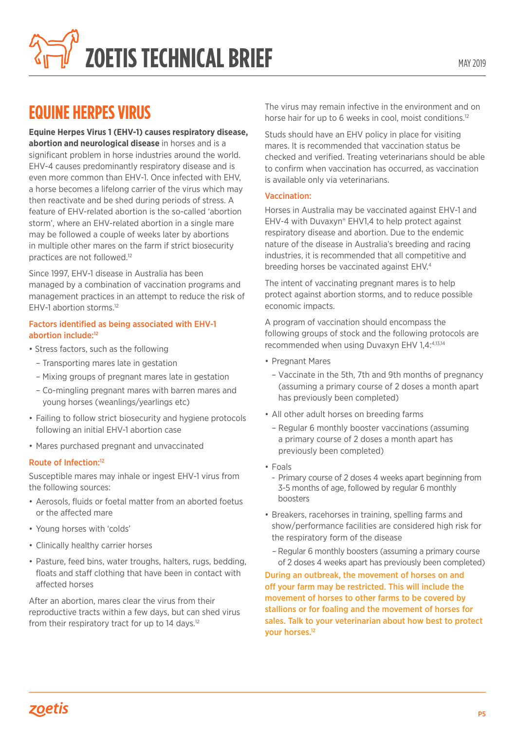# ZOETIS TECHNICAL BRIEF

MAY 2019

## EQUINE HERPES VIRUS

**Equine Herpes Virus 1 (EHV-1) causes respiratory disease, abortion and neurological disease** in horses and is a significant problem in horse industries around the world. EHV-4 causes predominantly respiratory disease and is even more common than EHV-1. Once infected with EHV, a horse becomes a lifelong carrier of the virus which may then reactivate and be shed during periods of stress. A feature of EHV-related abortion is the so-called 'abortion storm', where an EHV-related abortion in a single mare may be followed a couple of weeks later by abortions in multiple other mares on the farm if strict biosecurity practices are not followed.[12]

Since 1997, EHV-1 disease in Australia has been managed by a combination of vaccination programs and management practices in an attempt to reduce the risk of EHV-1 abortion storms.[12]

### Factors identified as being associated with EHV-1 abortion include:[12]

- Stress factors, such as the following
  - Transporting mares late in gestation
  - Mixing groups of pregnant mares late in gestation
  - Co-mingling pregnant mares with barren mares and young horses (weanlings/yearlings etc)
- Failing to follow strict biosecurity and hygiene protocols following an initial EHV-1 abortion case
- Mares purchased pregnant and unvaccinated

### Route of Infection:[12]

Susceptible mares may inhale or ingest EHV-1 virus from the following sources:

- Aerosols, fluids or foetal matter from an aborted foetus or the affected mare
- Young horses with 'colds'
- Clinically healthy carrier horses
- Pasture, feed bins, water troughs, halters, rugs, bedding, floats and staff clothing that have been in contact with affected horses

After an abortion, mares clear the virus from their reproductive tracts within a few days, but can shed virus from their respiratory tract for up to 14 days.[12]

The virus may remain infective in the environment and on horse hair for up to 6 weeks in cool, moist conditions.[12]

Studs should have an EHV policy in place for visiting mares. It is recommended that vaccination status be checked and verified. Treating veterinarians should be able to confirm when vaccination has occurred, as vaccination is available only via veterinarians.

### Vaccination:

Horses in Australia may be vaccinated against EHV-1 and EHV-4 with Duvaxyn® EHV1,4 to help protect against respiratory disease and abortion. Due to the endemic nature of the disease in Australia's breeding and racing industries, it is recommended that all competitive and breeding horses be vaccinated against EHV.[4]

The intent of vaccinating pregnant mares is to help protect against abortion storms, and to reduce possible economic impacts.

A program of vaccination should encompass the following groups of stock and the following protocols are recommended when using Duvaxyn EHV 1,4:[4,13,14]

- Pregnant Mares
  - Vaccinate in the 5th, 7th and 9th months of pregnancy (assuming a primary course of 2 doses a month apart has previously been completed)
- All other adult horses on breeding farms
  - Regular 6 monthly booster vaccinations (assuming a primary course of 2 doses a month apart has previously been completed)
- Foals
  - Primary course of 2 doses 4 weeks apart beginning from 3-5 months of age, followed by regular 6 monthly boosters
- Breakers, racehorses in training, spelling farms and show/performance facilities are considered high risk for the respiratory form of the disease
  - Regular 6 monthly boosters (assuming a primary course of 2 doses 4 weeks apart has previously been completed)

**During an outbreak, the movement of horses on and off your farm may be restricted. This will include the movement of horses to other farms to be covered by stallions or for foaling and the movement of horses for sales. Talk to your veterinarian about how best to protect your horses.[12]**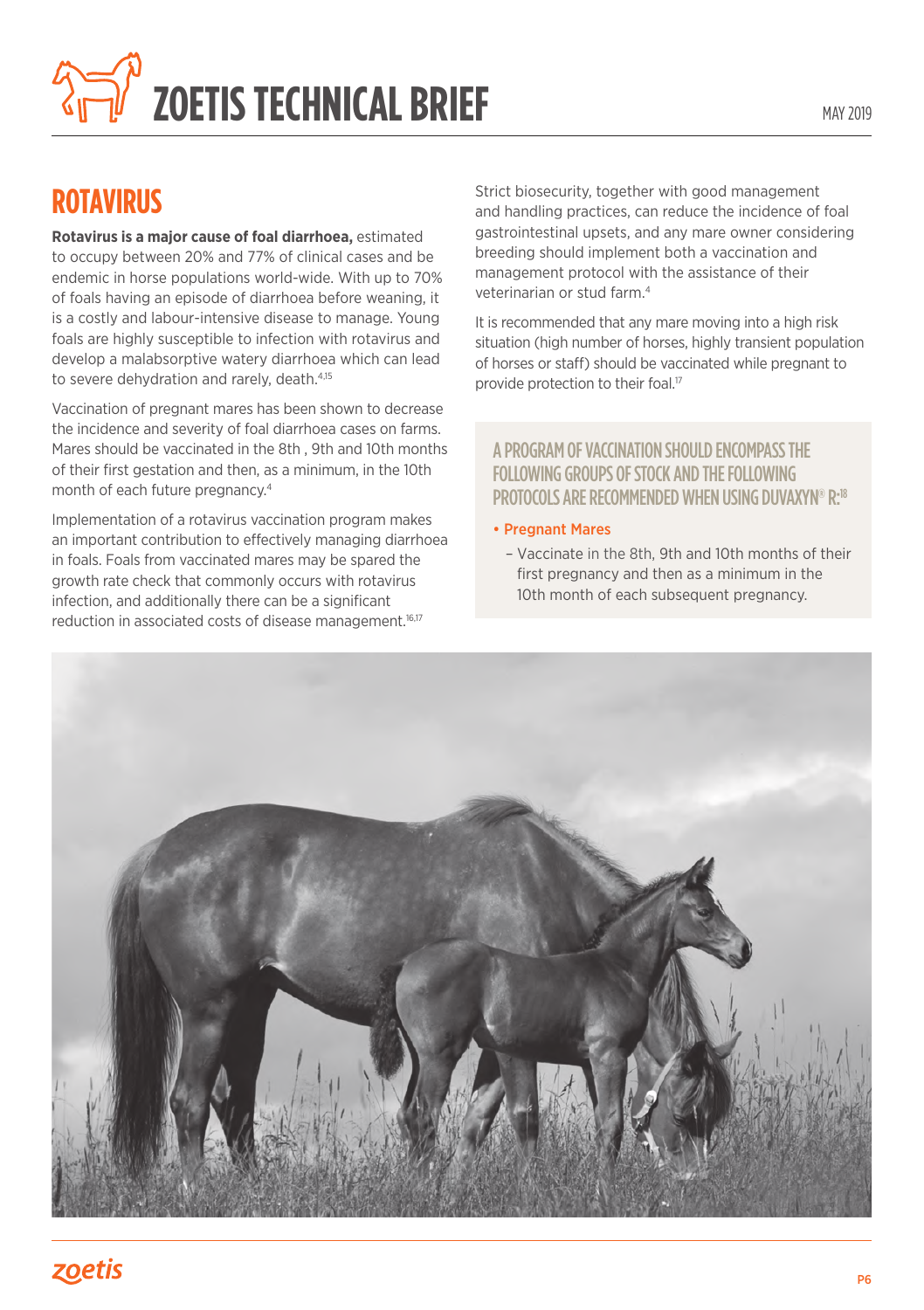## ROTAVIRUS

**Rotavirus is a major cause of foal diarrhoea,** estimated to occupy between 20% and 77% of clinical cases and be endemic in horse populations world-wide. With up to 70% of foals having an episode of diarrhoea before weaning, it is a costly and labour-intensive disease to manage. Young foals are highly susceptible to infection with rotavirus and develop a malabsorptive watery diarrhoea which can lead to severe dehydration and rarely, death.[4,15]

Vaccination of pregnant mares has been shown to decrease the incidence and severity of foal diarrhoea cases on farms. Mares should be vaccinated in the 8th , 9th and 10th months of their first gestation and then, as a minimum, in the 10th month of each future pregnancy.[4]

Implementation of a rotavirus vaccination program makes an important contribution to effectively managing diarrhoea in foals. Foals from vaccinated mares may be spared the growth rate check that commonly occurs with rotavirus infection, and additionally there can be a significant reduction in associated costs of disease management.[16,17]

Strict biosecurity, together with good management and handling practices, can reduce the incidence of foal gastrointestinal upsets, and any mare owner considering breeding should implement both a vaccination and management protocol with the assistance of their veterinarian or stud farm.[4]

It is recommended that any mare moving into a high risk situation (high number of horses, highly transient population of horses or staff) should be vaccinated while pregnant to provide protection to their foal.[17]

### A PROGRAM OF VACCINATION SHOULD ENCOMPASS THE FOLLOWING GROUPS OF STOCK AND THE FOLLOWING PROTOCOLS ARE RECOMMENDED WHEN USING DUVAXYN® R:[18]

- **Pregnant Mares**
  - Vaccinate in the 8th, 9th and 10th months of their first pregnancy and then as a minimum in the 10th month of each subsequent pregnancy.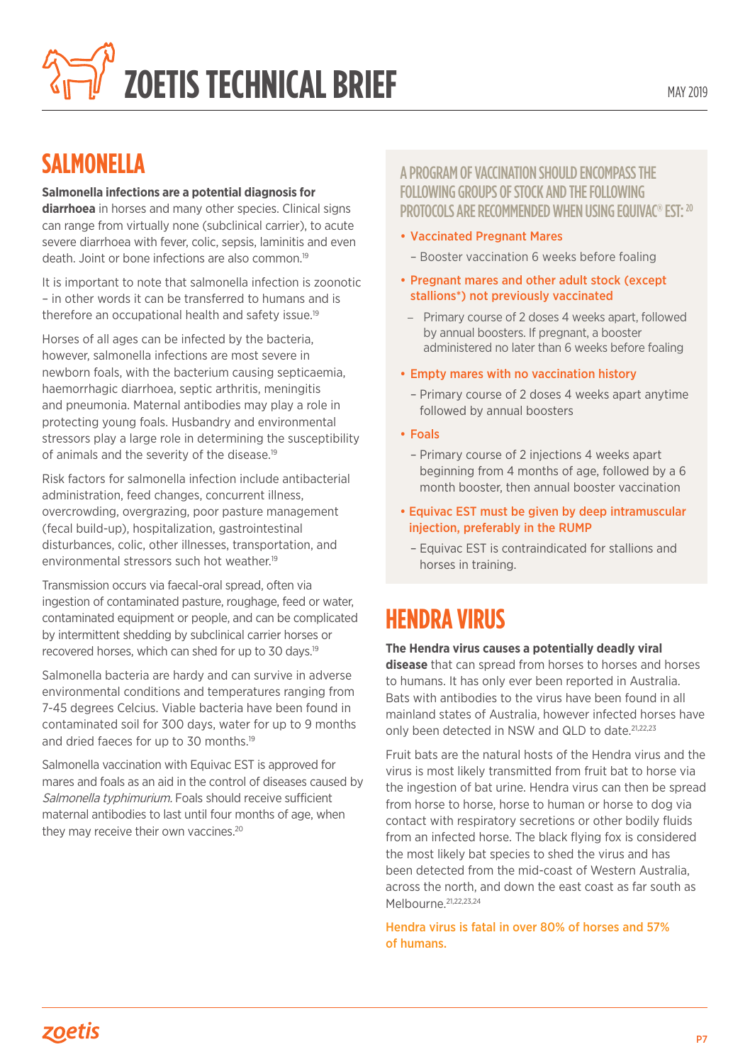## SALMONELLA

**Salmonella infections are a potential diagnosis for diarrhoea** in horses and many other species. Clinical signs can range from virtually none (subclinical carrier), to acute severe diarrhoea with fever, colic, sepsis, laminitis and even death. Joint or bone infections are also common.[19]

It is important to note that salmonella infection is zoonotic – in other words it can be transferred to humans and is therefore an occupational health and safety issue.[19]

Horses of all ages can be infected by the bacteria, however, salmonella infections are most severe in newborn foals, with the bacterium causing septicaemia, haemorrhagic diarrhoea, septic arthritis, meningitis and pneumonia. Maternal antibodies may play a role in protecting young foals. Husbandry and environmental stressors play a large role in determining the susceptibility of animals and the severity of the disease.[19]

Risk factors for salmonella infection include antibacterial administration, feed changes, concurrent illness, overcrowding, overgrazing, poor pasture management (fecal build-up), hospitalization, gastrointestinal disturbances, colic, other illnesses, transportation, and environmental stressors such hot weather.[19]

Transmission occurs via faecal-oral spread, often via ingestion of contaminated pasture, roughage, feed or water, contaminated equipment or people, and can be complicated by intermittent shedding by subclinical carrier horses or recovered horses, which can shed for up to 30 days.[19]

Salmonella bacteria are hardy and can survive in adverse environmental conditions and temperatures ranging from 7-45 degrees Celcius. Viable bacteria have been found in contaminated soil for 300 days, water for up to 9 months and dried faeces for up to 30 months.[19]

Salmonella vaccination with Equivac EST is approved for mares and foals as an aid in the control of diseases caused by *Salmonella typhimurium.* Foals should receive sufficient maternal antibodies to last until four months of age, when they may receive their own vaccines.[20]

### A PROGRAM OF VACCINATION SHOULD ENCOMPASS THE FOLLOWING GROUPS OF STOCK AND THE FOLLOWING PROTOCOLS ARE RECOMMENDED WHEN USING EQUIVAC® EST:[20]

- **Vaccinated Pregnant Mares**
  - Booster vaccination 6 weeks before foaling
- **Pregnant mares and other adult stock (except stallions*) not previously vaccinated**
  - Primary course of 2 doses 4 weeks apart, followed by annual boosters. If pregnant, a booster administered no later than 6 weeks before foaling
- **Empty mares with no vaccination history**
  - Primary course of 2 doses 4 weeks apart anytime followed by annual boosters
- **Foals**
  - Primary course of 2 injections 4 weeks apart beginning from 4 months of age, followed by a 6 month booster, then annual booster vaccination
- **Equivac EST must be given by deep intramuscular injection, preferably in the RUMP**
  - Equivac EST is contraindicated for stallions and horses in training.

## HENDRA VIRUS

**The Hendra virus causes a potentially deadly viral disease** that can spread from horses to horses and horses to humans. It has only ever been reported in Australia. Bats with antibodies to the virus have been found in all mainland states of Australia, however infected horses have only been detected in NSW and QLD to date.[21,22,23]

Fruit bats are the natural hosts of the Hendra virus and the virus is most likely transmitted from fruit bat to horse via the ingestion of bat urine. Hendra virus can then be spread from horse to horse, horse to human or horse to dog via contact with respiratory secretions or other bodily fluids from an infected horse. The black flying fox is considered the most likely bat species to shed the virus and has been detected from the mid-coast of Western Australia, across the north, and down the east coast as far south as Melbourne.[21,22,23,24]

**Hendra virus is fatal in over 80% of horses and 57% of humans.**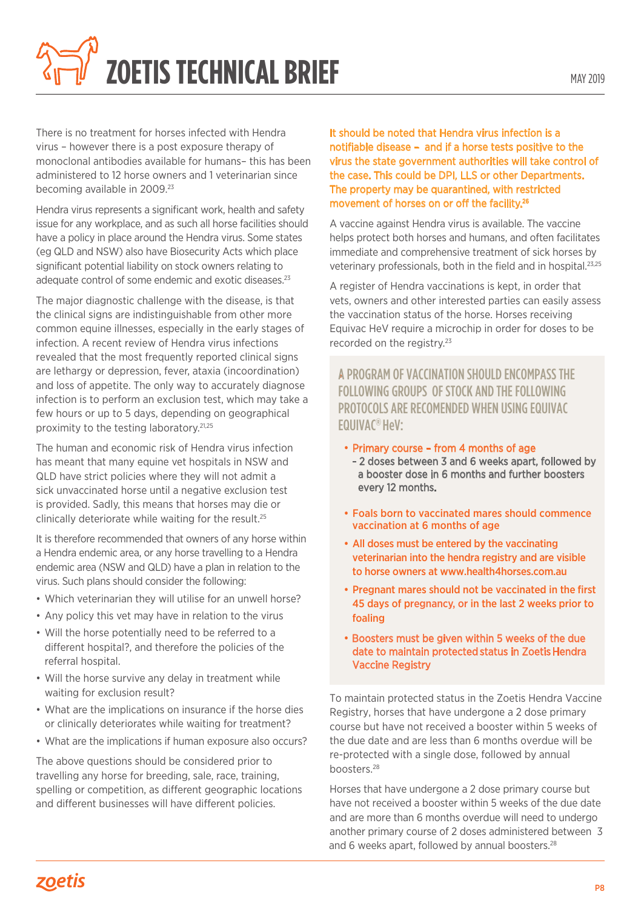There is no treatment for horses infected with Hendra virus – however there is a post exposure therapy of monoclonal antibodies available for humans– this has been administered to 12 horse owners and 1 veterinarian since becoming available in 2009.[23]

Hendra virus represents a significant work, health and safety issue for any workplace, and as such all horse facilities should have a policy in place around the Hendra virus. Some states (eg QLD and NSW) also have Biosecurity Acts which place significant potential liability on stock owners relating to adequate control of some endemic and exotic diseases.[23]

The major diagnostic challenge with the disease, is that the clinical signs are indistinguishable from other more common equine illnesses, especially in the early stages of infection. A recent review of Hendra virus infections revealed that the most frequently reported clinical signs are lethargy or depression, fever, ataxia (incoordination) and loss of appetite. The only way to accurately diagnose infection is to perform an exclusion test, which may take a few hours or up to 5 days, depending on geographical proximity to the testing laboratory.[21,25]

The human and economic risk of Hendra virus infection has meant that many equine vet hospitals in NSW and QLD have strict policies where they will not admit a sick unvaccinated horse until a negative exclusion test is provided. Sadly, this means that horses may die or clinically deteriorate while waiting for the result.[25]

It is therefore recommended that owners of any horse within a Hendra endemic area, or any horse travelling to a Hendra endemic area (NSW and QLD) have a plan in relation to the virus. Such plans should consider the following:

- Which veterinarian they will utilise for an unwell horse?
- Any policy this vet may have in relation to the virus
- Will the horse potentially need to be referred to a different hospital?, and therefore the policies of the referral hospital.
- Will the horse survive any delay in treatment while waiting for exclusion result?
- What are the implications on insurance if the horse dies or clinically deteriorates while waiting for treatment?
- What are the implications if human exposure also occurs?

The above questions should be considered prior to travelling any horse for breeding, sale, race, training, spelling or competition, as different geographic locations and different businesses will have different policies.

**It should be noted that Hendra virus infection is a notifiable disease – and if a horse tests positive to the virus the state government authorities will take control of the case. This could be DPI, LLS or other Departments. The property may be quarantined, with restricted movement of horses on or off the facility.[26]**

A vaccine against Hendra virus is available. The vaccine helps protect both horses and humans, and often facilitates immediate and comprehensive treatment of sick horses by veterinary professionals, both in the field and in hospital.[23,25]

A register of Hendra vaccinations is kept, in order that vets, owners and other interested parties can easily assess the vaccination status of the horse. Horses receiving Equivac HeV require a microchip in order for doses to be recorded on the registry.[23]

### A PROGRAM OF VACCINATION SHOULD ENCOMPASS THE FOLLOWING GROUPS OF STOCK AND THE FOLLOWING PROTOCOLS ARE RECOMENDED WHEN USING EQUIVAC EQUIVAC® HeV:

- Primary course – from 4 months of age
  - 2 doses between 3 and 6 weeks apart, followed by a booster dose in 6 months and further boosters every 12 months.
- Foals born to vaccinated mares should commence vaccination at 6 months of age
- All doses must be entered by the vaccinating veterinarian into the hendra registry and are visible to horse owners at www.health4horses.com.au
- Pregnant mares should not be vaccinated in the first 45 days of pregnancy, or in the last 2 weeks prior to foaling
- Boosters must be given within 5 weeks of the due date to maintain protected status in Zoetis Hendra Vaccine Registry

To maintain protected status in the Zoetis Hendra Vaccine Registry, horses that have undergone a 2 dose primary course but have not received a booster within 5 weeks of the due date and are less than 6 months overdue will be re-protected with a single dose, followed by annual boosters.[28]

Horses that have undergone a 2 dose primary course but have not received a booster within 5 weeks of the due date and are more than 6 months overdue will need to undergo another primary course of 2 doses administered between 3 and 6 weeks apart, followed by annual boosters.[28]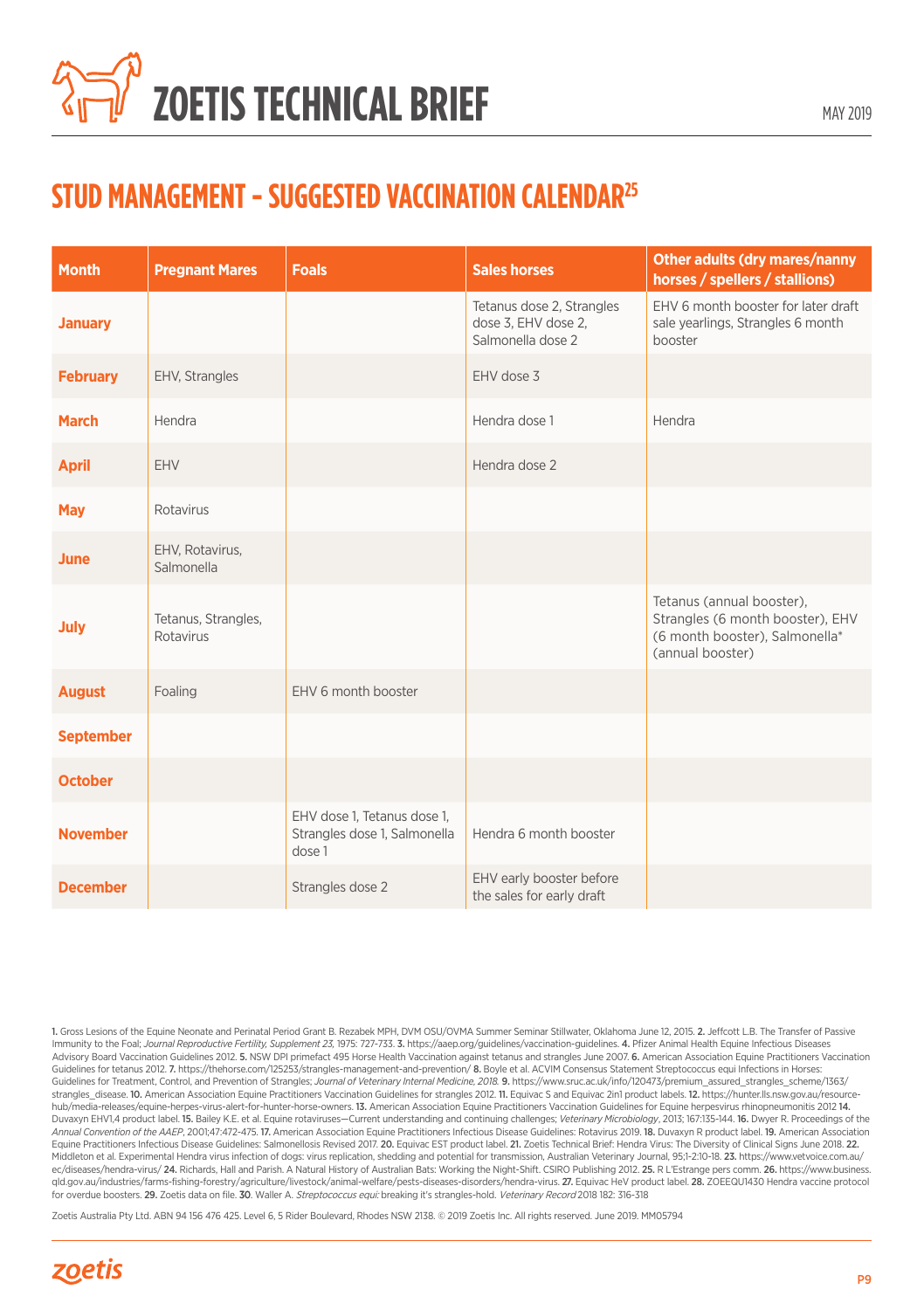# ZOETIS TECHNICAL BRIEF

MAY 2019

## STUD MANAGEMENT – SUGGESTED VACCINATION CALENDAR[25]

| Month | Pregnant Mares | Foals | Sales horses | Other adults (dry mares/nanny horses / spellers / stallions) |
|---|---|---|---|---|
| **January** | | | Tetanus dose 2, Strangles dose 3, EHV dose 2, Salmonella dose 2 | EHV 6 month booster for later draft sale yearlings, Strangles 6 month booster |
| **February** | EHV, Strangles | | EHV dose 3 | |
| **March** | Hendra | | Hendra dose 1 | Hendra |
| **April** | EHV | | Hendra dose 2 | |
| **May** | Rotavirus | | | |
| **June** | EHV, Rotavirus, Salmonella | | | |
| **July** | Tetanus, Strangles, Rotavirus | | | Tetanus (annual booster), Strangles (6 month booster), EHV (6 month booster), Salmonella* (annual booster) |
| **August** | Foaling | EHV 6 month booster | | |
| **September** | | | | |
| **October** | | | | |
| **November** | | EHV dose 1, Tetanus dose 1, Strangles dose 1, Salmonella dose 1 | Hendra 6 month booster | |
| **December** | | Strangles dose 2 | EHV early booster before the sales for early draft | |

**1.** Gross Lesions of the Equine Neonate and Perinatal Period Grant B. Rezabek MPH, DVM OSU/OVMA Summer Seminar Stillwater, Oklahoma June 12, 2015. **2.** Jeffcott L.B. The Transfer of Passive Immunity to the Foal; *Journal Reproductive Fertility, Supplement 23*, 1975: 727-733. **3.** https://aaep.org/guidelines/vaccination-guidelines. **4.** Pfizer Animal Health Equine Infectious Diseases Advisory Board Vaccination Guidelines 2012. **5.** NSW DPI primefact 495 Horse Health Vaccination against tetanus and strangles June 2007. **6.** American Association Equine Practitioners Vaccination Guidelines for tetanus 2012. **7.** https://thehorse.com/125253/strangles-management-and-prevention/ **8.** Boyle et al. ACVIM Consensus Statement Streptococcus equi Infections in Horses: Guidelines for Treatment, Control, and Prevention of Strangles; *Journal of Veterinary Internal Medicine, 2018.* **9.** https://www.sruc.ac.uk/info/120473/premium_assured_strangles_scheme/1363/strangles_disease. **10.** American Association Equine Practitioners Vaccination Guidelines for strangles 2012. **11.** Equivac S and Equivac 2in1 product labels. **12.** https://hunter.lls.nsw.gov.au/resource-hub/media-releases/equine-herpes-virus-alert-for-hunter-horse-owners. **13.** American Association Equine Practitioners Vaccination Guidelines for Equine herpesvirus rhinopneumonitis 2012 **14.** Duvaxyn EHV1,4 product label. **15.** Bailey K.E. et al. Equine rotaviruses—Current understanding and continuing challenges; *Veterinary Microbiology*, 2013; 167:135-144. **16.** Dwyer R. Proceedings of the *Annual Convention of the AAEP*, 2001;47:472-475. **17.** American Association Equine Practitioners Infectious Disease Guidelines: Rotavirus 2019. **18.** Duvaxyn R product label. **19.** American Association Equine Practitioners Infectious Disease Guidelines: Salmonellosis Revised 2017. **20.** Equivac EST product label. **21.** Zoetis Technical Brief: Hendra Virus: The Diversity of Clinical Signs June 2018. **22.** Middleton et al. Experimental Hendra virus infection of dogs: virus replication, shedding and potential for transmission, Australian Veterinary Journal, 95;1-2:10-18. **23.** https://www.vetvoice.com.au/ec/diseases/hendra-virus/ **24.** Richards, Hall and Parish. A Natural History of Australian Bats: Working the Night-Shift. CSIRO Publishing 2012. **25.** R L'Estrange pers comm. **26.** https://www.business.qld.gov.au/industries/farms-fishing-forestry/agriculture/livestock/animal-welfare/pests-diseases-disorders/hendra-virus. **27.** Equivac HeV product label. **28.** ZOEEQU1430 Hendra vaccine protocol for overdue boosters. **29.** Zoetis data on file. **30.** Waller A. *Streptococcus equi:* breaking it's strangles-hold. *Veterinary Record* 2018 182: 316-318

Zoetis Australia Pty Ltd. ABN 94 156 476 425. Level 6, 5 Rider Boulevard, Rhodes NSW 2138. © 2019 Zoetis Inc. All rights reserved. June 2019. MM05794

zoetis